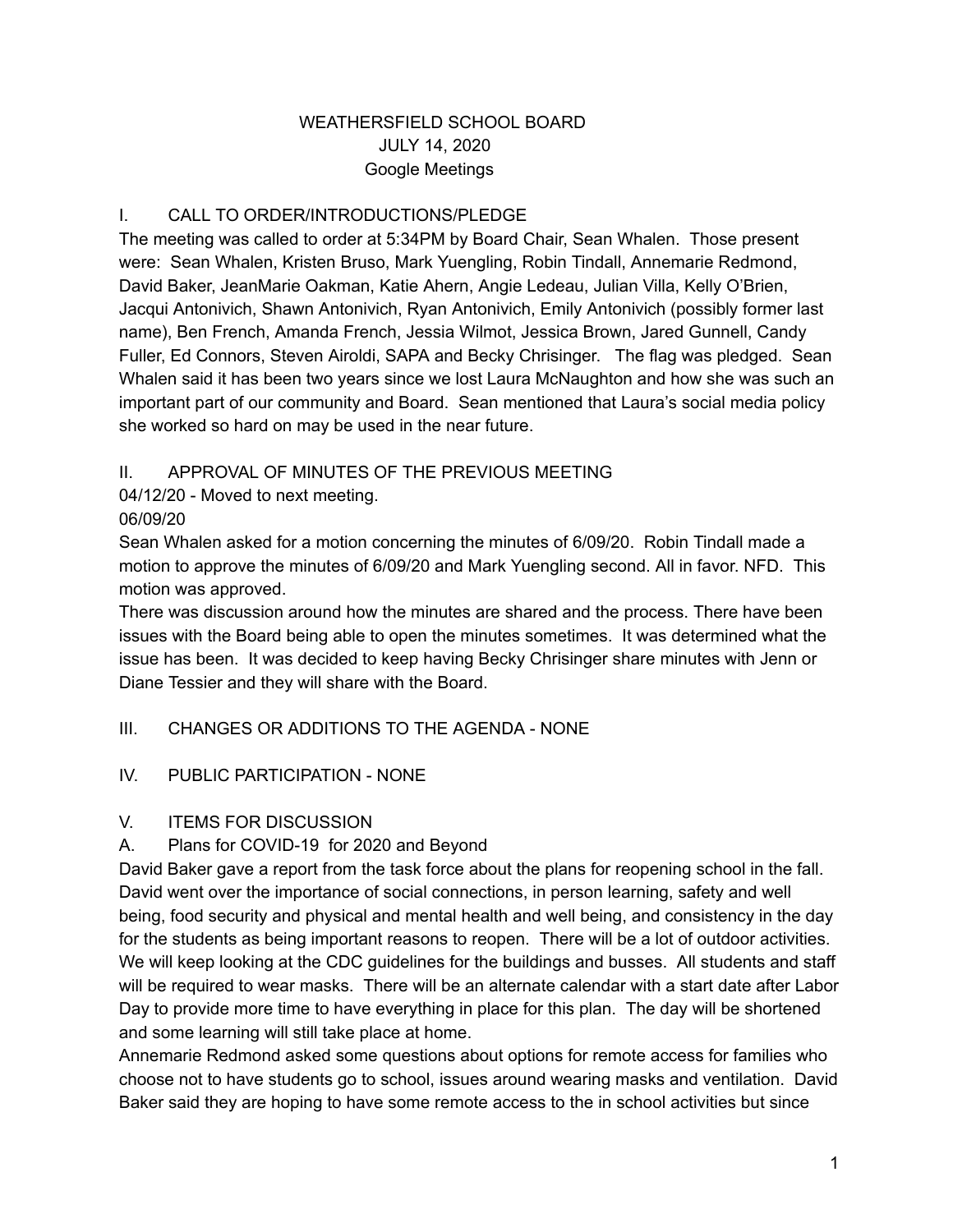# WEATHERSFIELD SCHOOL BOARD
## JULY 14, 2020
### Google Meetings

## I. CALL TO ORDER/INTRODUCTIONS/PLEDGE

The meeting was called to order at 5:34PM by Board Chair, Sean Whalen. Those present were: Sean Whalen, Kristen Bruso, Mark Yuengling, Robin Tindall, Annemarie Redmond, David Baker, JeanMarie Oakman, Katie Ahern, Angie Ledeau, Julian Villa, Kelly O'Brien, Jacqui Antonivich, Shawn Antonivich, Ryan Antonivich, Emily Antonivich (possibly former last name), Ben French, Amanda French, Jessia Wilmot, Jessica Brown, Jared Gunnell, Candy Fuller, Ed Connors, Steven Airoldi, SAPA and Becky Chrisinger. The flag was pledged. Sean Whalen said it has been two years since we lost Laura McNaughton and how she was such an important part of our community and Board. Sean mentioned that Laura's social media policy she worked so hard on may be used in the near future.

## II. APPROVAL OF MINUTES OF THE PREVIOUS MEETING

04/12/20 - Moved to next meeting.

06/09/20

Sean Whalen asked for a motion concerning the minutes of 6/09/20. Robin Tindall made a motion to approve the minutes of 6/09/20 and Mark Yuengling second. All in favor. NFD. This motion was approved.

There was discussion around how the minutes are shared and the process. There have been issues with the Board being able to open the minutes sometimes. It was determined what the issue has been. It was decided to keep having Becky Chrisinger share minutes with Jenn or Diane Tessier and they will share with the Board.

## III. CHANGES OR ADDITIONS TO THE AGENDA - NONE

## IV. PUBLIC PARTICIPATION - NONE

## V. ITEMS FOR DISCUSSION

### A. Plans for COVID-19 for 2020 and Beyond

David Baker gave a report from the task force about the plans for reopening school in the fall. David went over the importance of social connections, in person learning, safety and well being, food security and physical and mental health and well being, and consistency in the day for the students as being important reasons to reopen. There will be a lot of outdoor activities. We will keep looking at the CDC guidelines for the buildings and busses. All students and staff will be required to wear masks. There will be an alternate calendar with a start date after Labor Day to provide more time to have everything in place for this plan. The day will be shortened and some learning will still take place at home.

Annemarie Redmond asked some questions about options for remote access for families who choose not to have students go to school, issues around wearing masks and ventilation. David Baker said they are hoping to have some remote access to the in school activities but since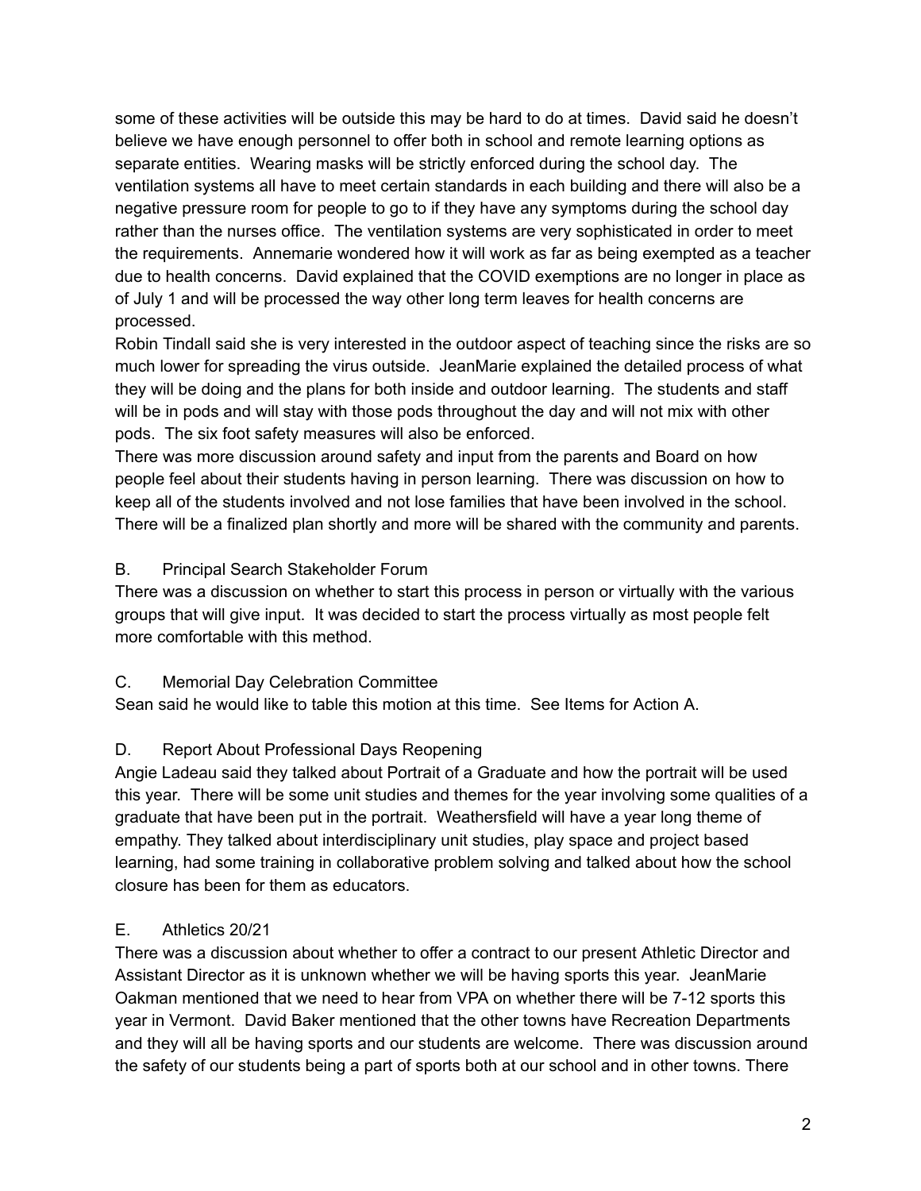some of these activities will be outside this may be hard to do at times. David said he doesn't believe we have enough personnel to offer both in school and remote learning options as separate entities. Wearing masks will be strictly enforced during the school day. The ventilation systems all have to meet certain standards in each building and there will also be a negative pressure room for people to go to if they have any symptoms during the school day rather than the nurses office. The ventilation systems are very sophisticated in order to meet the requirements. Annemarie wondered how it will work as far as being exempted as a teacher due to health concerns. David explained that the COVID exemptions are no longer in place as of July 1 and will be processed the way other long term leaves for health concerns are processed.

Robin Tindall said she is very interested in the outdoor aspect of teaching since the risks are so much lower for spreading the virus outside. JeanMarie explained the detailed process of what they will be doing and the plans for both inside and outdoor learning. The students and staff will be in pods and will stay with those pods throughout the day and will not mix with other pods. The six foot safety measures will also be enforced.

There was more discussion around safety and input from the parents and Board on how people feel about their students having in person learning. There was discussion on how to keep all of the students involved and not lose families that have been involved in the school. There will be a finalized plan shortly and more will be shared with the community and parents.

B. Principal Search Stakeholder Forum

There was a discussion on whether to start this process in person or virtually with the various groups that will give input. It was decided to start the process virtually as most people felt more comfortable with this method.

C. Memorial Day Celebration Committee

Sean said he would like to table this motion at this time. See Items for Action A.

D. Report About Professional Days Reopening

Angie Ladeau said they talked about Portrait of a Graduate and how the portrait will be used this year. There will be some unit studies and themes for the year involving some qualities of a graduate that have been put in the portrait. Weathersfield will have a year long theme of empathy. They talked about interdisciplinary unit studies, play space and project based learning, had some training in collaborative problem solving and talked about how the school closure has been for them as educators.

E. Athletics 20/21

There was a discussion about whether to offer a contract to our present Athletic Director and Assistant Director as it is unknown whether we will be having sports this year. JeanMarie Oakman mentioned that we need to hear from VPA on whether there will be 7-12 sports this year in Vermont. David Baker mentioned that the other towns have Recreation Departments and they will all be having sports and our students are welcome. There was discussion around the safety of our students being a part of sports both at our school and in other towns. There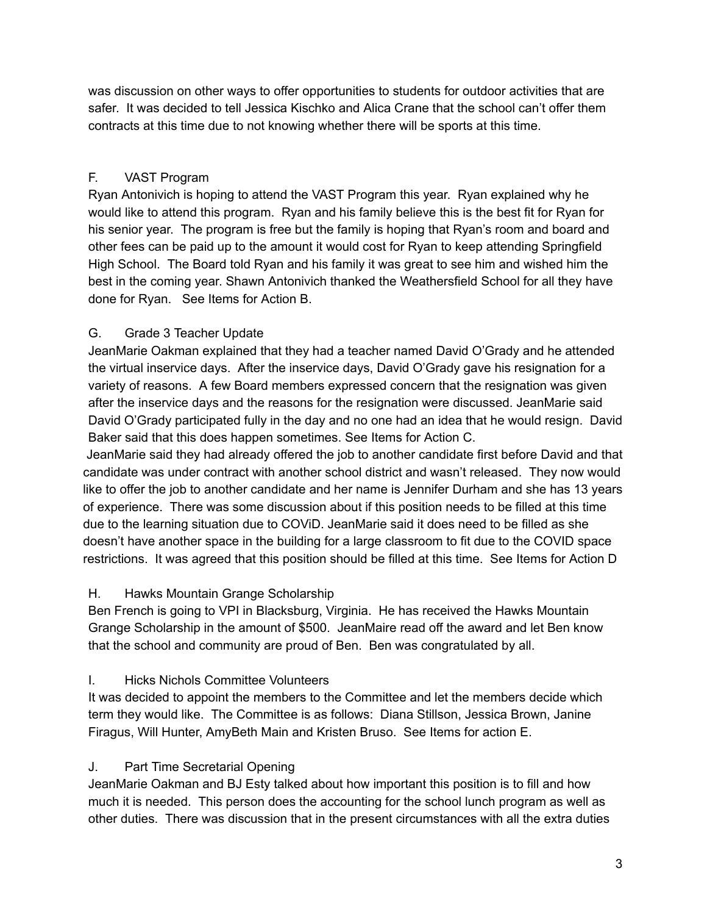was discussion on other ways to offer opportunities to students for outdoor activities that are safer. It was decided to tell Jessica Kischko and Alica Crane that the school can't offer them contracts at this time due to not knowing whether there will be sports at this time.

F. VAST Program

Ryan Antonivich is hoping to attend the VAST Program this year. Ryan explained why he would like to attend this program. Ryan and his family believe this is the best fit for Ryan for his senior year. The program is free but the family is hoping that Ryan's room and board and other fees can be paid up to the amount it would cost for Ryan to keep attending Springfield High School. The Board told Ryan and his family it was great to see him and wished him the best in the coming year. Shawn Antonivich thanked the Weathersfield School for all they have done for Ryan. See Items for Action B.

G. Grade 3 Teacher Update

JeanMarie Oakman explained that they had a teacher named David O'Grady and he attended the virtual inservice days. After the inservice days, David O'Grady gave his resignation for a variety of reasons. A few Board members expressed concern that the resignation was given after the inservice days and the reasons for the resignation were discussed. JeanMarie said David O'Grady participated fully in the day and no one had an idea that he would resign. David Baker said that this does happen sometimes. See Items for Action C.

JeanMarie said they had already offered the job to another candidate first before David and that candidate was under contract with another school district and wasn't released. They now would like to offer the job to another candidate and her name is Jennifer Durham and she has 13 years of experience. There was some discussion about if this position needs to be filled at this time due to the learning situation due to COViD. JeanMarie said it does need to be filled as she doesn't have another space in the building for a large classroom to fit due to the COVID space restrictions. It was agreed that this position should be filled at this time. See Items for Action D

H. Hawks Mountain Grange Scholarship

Ben French is going to VPI in Blacksburg, Virginia. He has received the Hawks Mountain Grange Scholarship in the amount of $500. JeanMaire read off the award and let Ben know that the school and community are proud of Ben. Ben was congratulated by all.

I. Hicks Nichols Committee Volunteers

It was decided to appoint the members to the Committee and let the members decide which term they would like. The Committee is as follows: Diana Stillson, Jessica Brown, Janine Firagus, Will Hunter, AmyBeth Main and Kristen Bruso. See Items for action E.

J. Part Time Secretarial Opening

JeanMarie Oakman and BJ Esty talked about how important this position is to fill and how much it is needed. This person does the accounting for the school lunch program as well as other duties. There was discussion that in the present circumstances with all the extra duties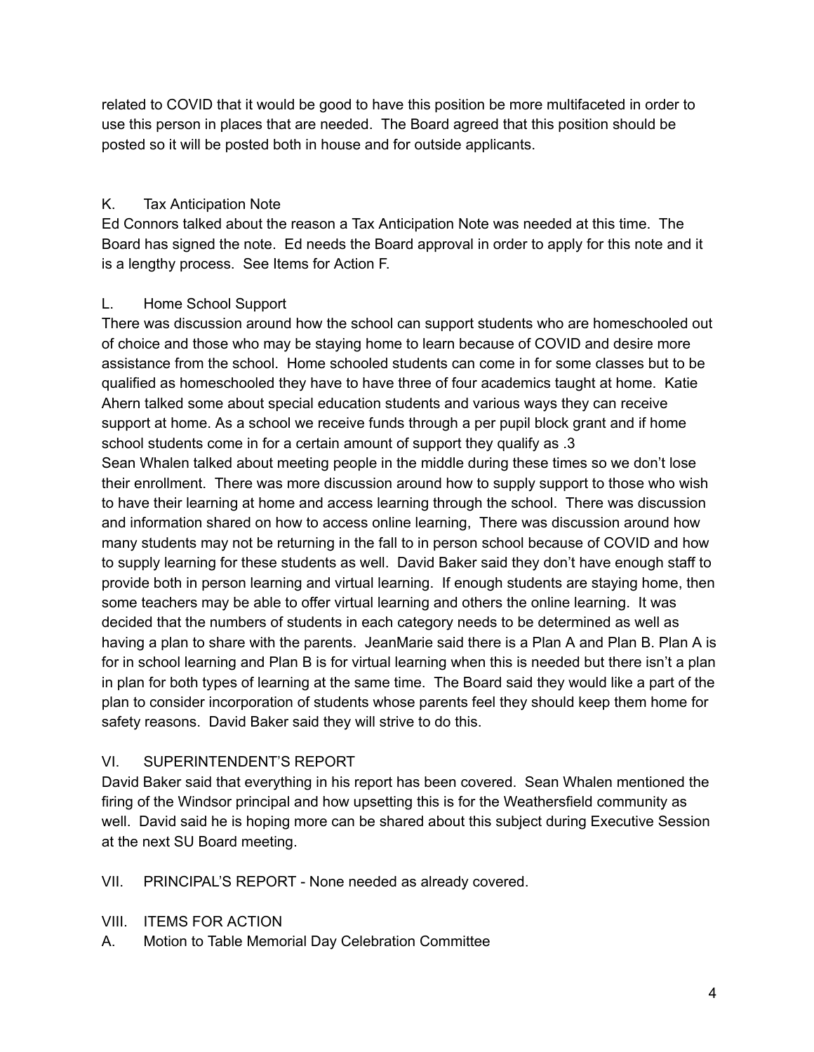related to COVID that it would be good to have this position be more multifaceted in order to use this person in places that are needed. The Board agreed that this position should be posted so it will be posted both in house and for outside applicants.

K. Tax Anticipation Note

Ed Connors talked about the reason a Tax Anticipation Note was needed at this time. The Board has signed the note. Ed needs the Board approval in order to apply for this note and it is a lengthy process. See Items for Action F.

L. Home School Support

There was discussion around how the school can support students who are homeschooled out of choice and those who may be staying home to learn because of COVID and desire more assistance from the school. Home schooled students can come in for some classes but to be qualified as homeschooled they have to have three of four academics taught at home. Katie Ahern talked some about special education students and various ways they can receive support at home. As a school we receive funds through a per pupil block grant and if home school students come in for a certain amount of support they qualify as .3

Sean Whalen talked about meeting people in the middle during these times so we don't lose their enrollment. There was more discussion around how to supply support to those who wish to have their learning at home and access learning through the school. There was discussion and information shared on how to access online learning, There was discussion around how many students may not be returning in the fall to in person school because of COVID and how to supply learning for these students as well. David Baker said they don't have enough staff to provide both in person learning and virtual learning. If enough students are staying home, then some teachers may be able to offer virtual learning and others the online learning. It was decided that the numbers of students in each category needs to be determined as well as having a plan to share with the parents. JeanMarie said there is a Plan A and Plan B. Plan A is for in school learning and Plan B is for virtual learning when this is needed but there isn't a plan in plan for both types of learning at the same time. The Board said they would like a part of the plan to consider incorporation of students whose parents feel they should keep them home for safety reasons. David Baker said they will strive to do this.

VI. SUPERINTENDENT'S REPORT

David Baker said that everything in his report has been covered. Sean Whalen mentioned the firing of the Windsor principal and how upsetting this is for the Weathersfield community as well. David said he is hoping more can be shared about this subject during Executive Session at the next SU Board meeting.

VII. PRINCIPAL'S REPORT - None needed as already covered.

VIII. ITEMS FOR ACTION

A. Motion to Table Memorial Day Celebration Committee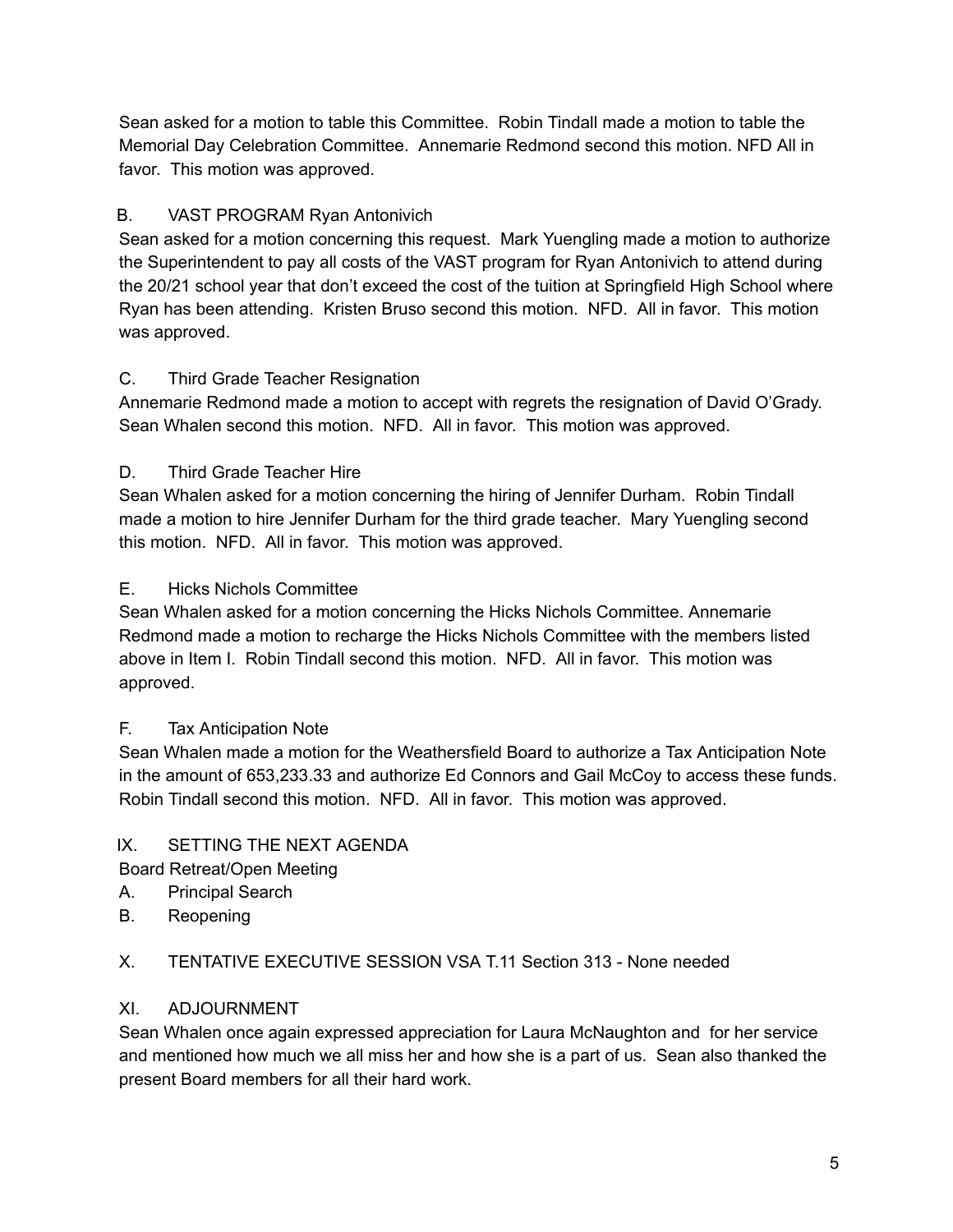Sean asked for a motion to table this Committee. Robin Tindall made a motion to table the Memorial Day Celebration Committee. Annemarie Redmond second this motion. NFD All in favor. This motion was approved.

B. VAST PROGRAM Ryan Antonivich

Sean asked for a motion concerning this request. Mark Yuengling made a motion to authorize the Superintendent to pay all costs of the VAST program for Ryan Antonivich to attend during the 20/21 school year that don't exceed the cost of the tuition at Springfield High School where Ryan has been attending. Kristen Bruso second this motion. NFD. All in favor. This motion was approved.

C. Third Grade Teacher Resignation

Annemarie Redmond made a motion to accept with regrets the resignation of David O'Grady. Sean Whalen second this motion. NFD. All in favor. This motion was approved.

D. Third Grade Teacher Hire

Sean Whalen asked for a motion concerning the hiring of Jennifer Durham. Robin Tindall made a motion to hire Jennifer Durham for the third grade teacher. Mary Yuengling second this motion. NFD. All in favor. This motion was approved.

E. Hicks Nichols Committee

Sean Whalen asked for a motion concerning the Hicks Nichols Committee. Annemarie Redmond made a motion to recharge the Hicks Nichols Committee with the members listed above in Item I. Robin Tindall second this motion. NFD. All in favor. This motion was approved.

F. Tax Anticipation Note

Sean Whalen made a motion for the Weathersfield Board to authorize a Tax Anticipation Note in the amount of 653,233.33 and authorize Ed Connors and Gail McCoy to access these funds. Robin Tindall second this motion. NFD. All in favor. This motion was approved.

IX. SETTING THE NEXT AGENDA

Board Retreat/Open Meeting

A. Principal Search
B. Reopening

X. TENTATIVE EXECUTIVE SESSION VSA T.11 Section 313 - None needed

XI. ADJOURNMENT

Sean Whalen once again expressed appreciation for Laura McNaughton and for her service and mentioned how much we all miss her and how she is a part of us. Sean also thanked the present Board members for all their hard work.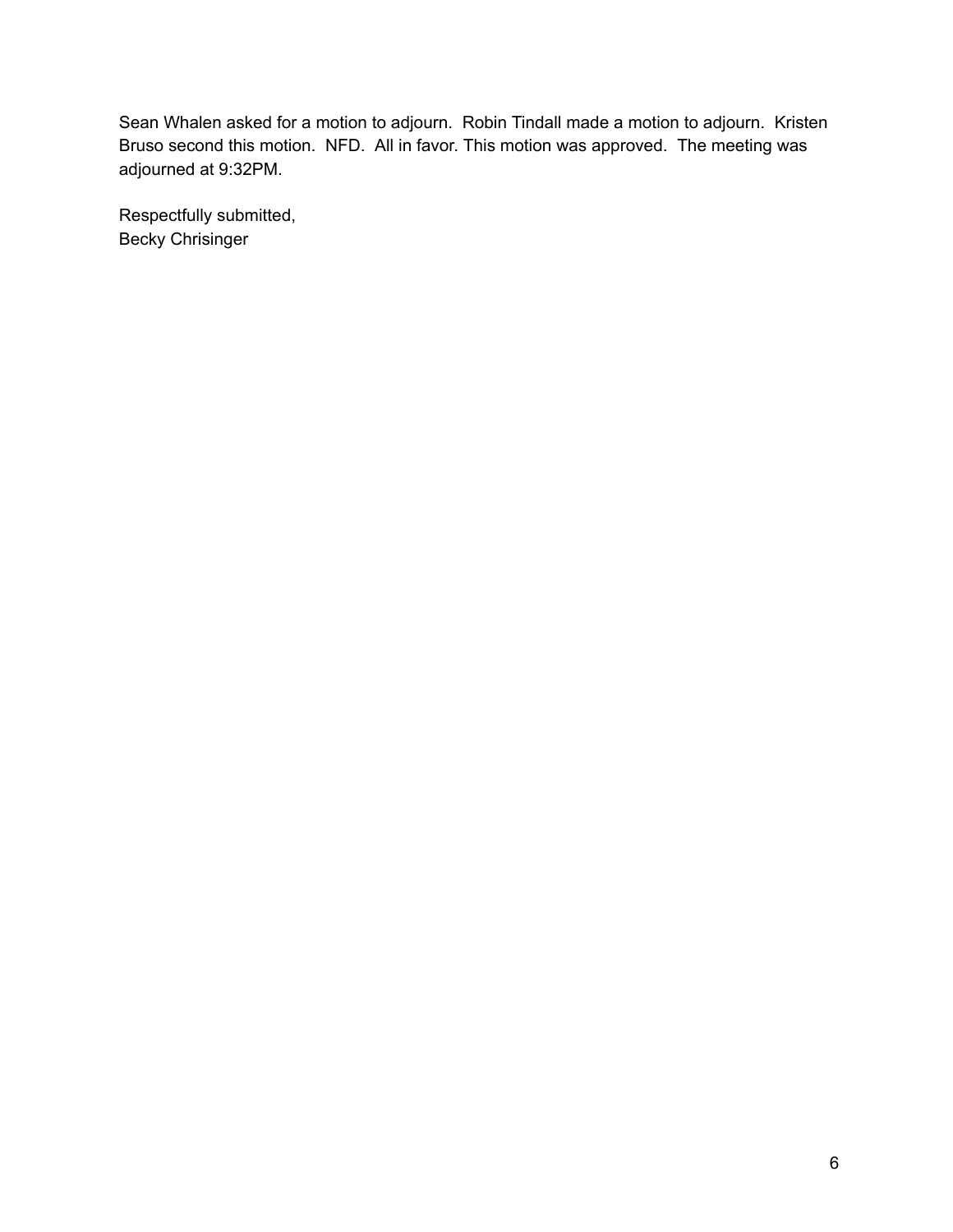Sean Whalen asked for a motion to adjourn. Robin Tindall made a motion to adjourn. Kristen Bruso second this motion. NFD. All in favor. This motion was approved. The meeting was adjourned at 9:32PM.

Respectfully submitted,
Becky Chrisinger